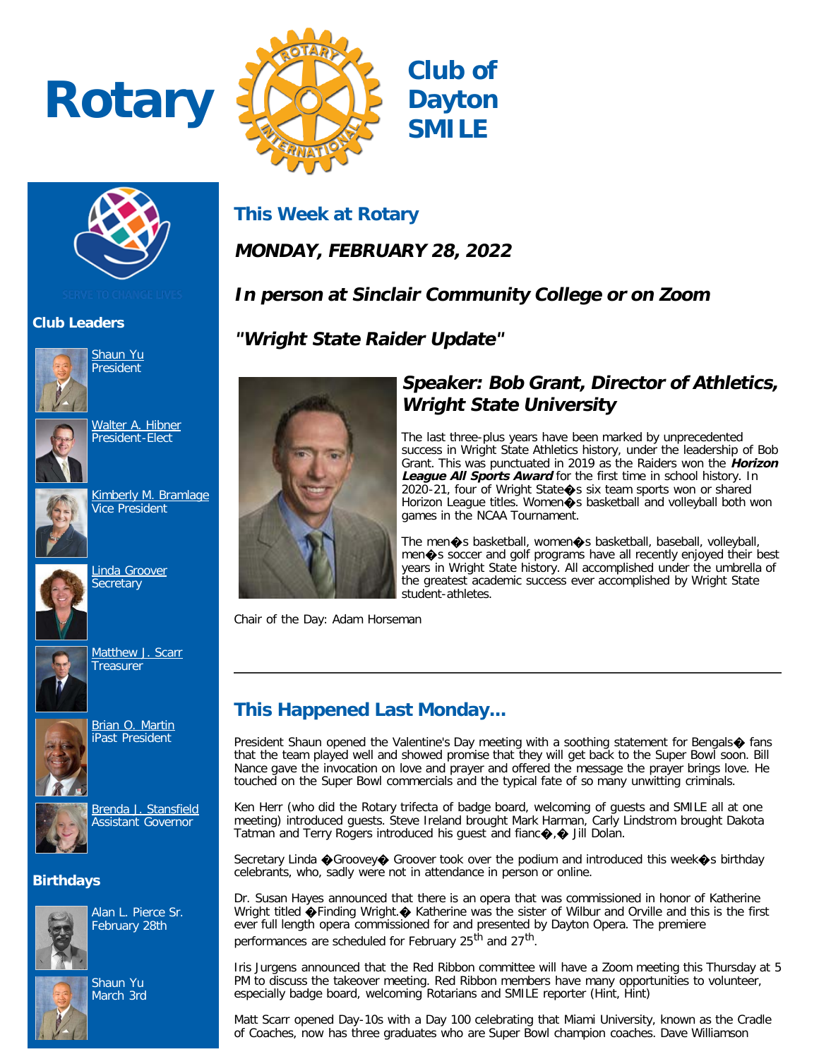# Rotary Club of Dayton SMILE

SERVE TO CHANGE LIVES

## Club Leaders

Shaun Yu
President

Walter A. Hibner
President-Elect

Kimberly M. Bramlage
Vice President

Linda Groover
Secretary

Matthew J. Scarr
Treasurer

Brian O. Martin
iPast President

Brenda J. Stansfield
Assistant Governor

## Birthdays

Alan L. Pierce Sr.
February 28th

Shaun Yu
March 3rd

## This Week at Rotary

### *MONDAY, FEBRUARY 28, 2022*

### *In person at Sinclair Community College or on Zoom*

### *"Wright State Raider Update"*

### *Speaker: Bob Grant, Director of Athletics, Wright State University*

The last three-plus years have been marked by unprecedented success in Wright State Athletics history, under the leadership of Bob Grant. This was punctuated in 2019 as the Raiders won the ***Horizon League All Sports Award*** for the first time in school history. In 2020-21, four of Wright State�s six team sports won or shared Horizon League titles. Women�s basketball and volleyball both won games in the NCAA Tournament.

The men�s basketball, women�s basketball, baseball, volleyball, men�s soccer and golf programs have all recently enjoyed their best years in Wright State history. All accomplished under the umbrella of the greatest academic success ever accomplished by Wright State student-athletes.

Chair of the Day: Adam Horseman

---

## This Happened Last Monday...

President Shaun opened the Valentine's Day meeting with a soothing statement for Bengals� fans that the team played well and showed promise that they will get back to the Super Bowl soon. Bill Nance gave the invocation on love and prayer and offered the message the prayer brings love. He touched on the Super Bowl commercials and the typical fate of so many unwitting criminals.

Ken Herr (who did the Rotary trifecta of badge board, welcoming of guests and SMILE all at one meeting) introduced guests. Steve Ireland brought Mark Harman, Carly Lindstrom brought Dakota Tatman and Terry Rogers introduced his guest and fianc�,� Jill Dolan.

Secretary Linda �Groovey� Groover took over the podium and introduced this week�s birthday celebrants, who, sadly were not in attendance in person or online.

Dr. Susan Hayes announced that there is an opera that was commissioned in honor of Katherine Wright titled �Finding Wright.� Katherine was the sister of Wilbur and Orville and this is the first ever full length opera commissioned for and presented by Dayton Opera. The premiere performances are scheduled for February 25th and 27th.

Iris Jurgens announced that the Red Ribbon committee will have a Zoom meeting this Thursday at 5 PM to discuss the takeover meeting. Red Ribbon members have many opportunities to volunteer, especially badge board, welcoming Rotarians and SMILE reporter (Hint, Hint)

Matt Scarr opened Day-10s with a Day 100 celebrating that Miami University, known as the Cradle of Coaches, now has three graduates who are Super Bowl champion coaches. Dave Williamson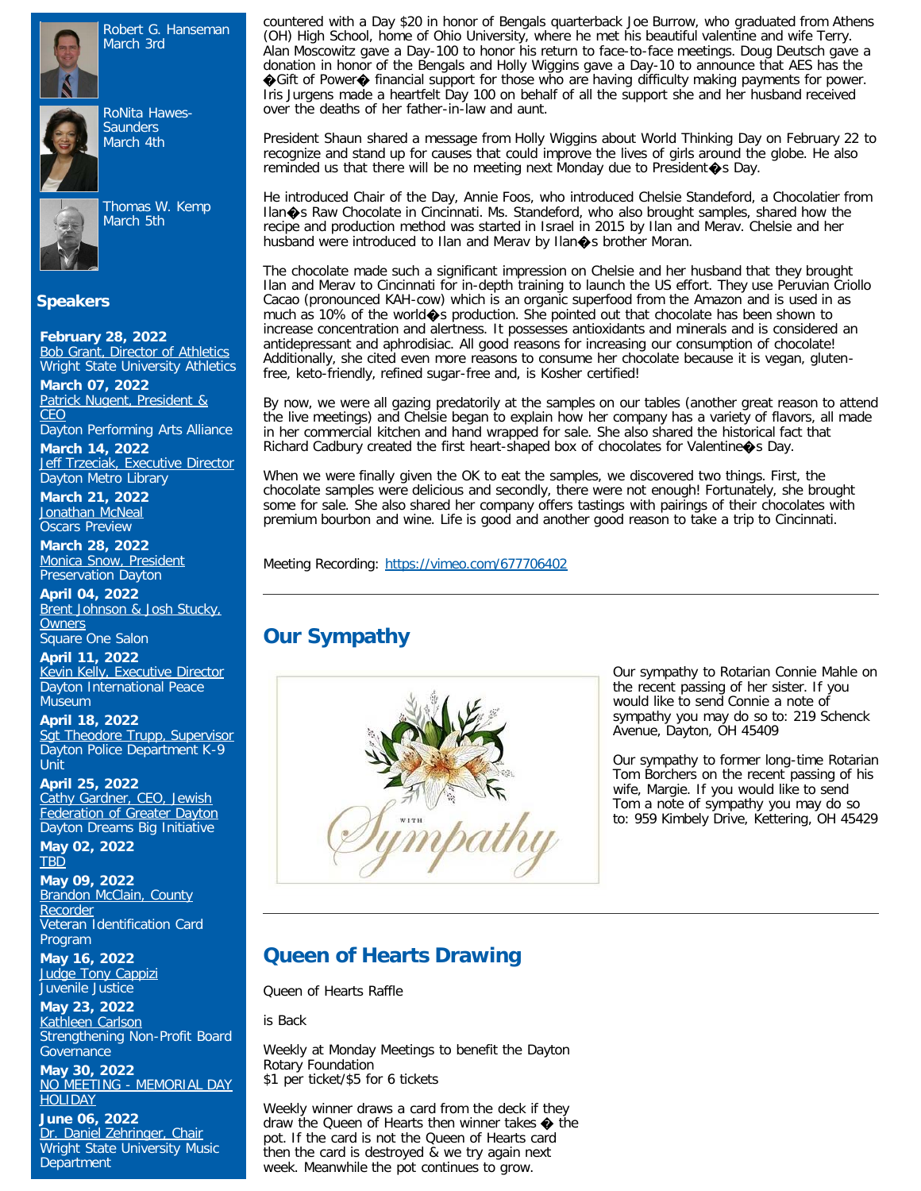Robert G. Hanseman
March 3rd

RoNita Hawes-Saunders
March 4th

Thomas W. Kemp
March 5th

## Speakers

**February 28, 2022**
Bob Grant, Director of Athletics
Wright State University Athletics

**March 07, 2022**
Patrick Nugent, President & CEO
Dayton Performing Arts Alliance

**March 14, 2022**
Jeff Trzeciak, Executive Director
Dayton Metro Library

**March 21, 2022**
Jonathan McNeal
Oscars Preview

**March 28, 2022**
Monica Snow, President
Preservation Dayton

**April 04, 2022**
Brent Johnson & Josh Stucky, Owners
Square One Salon

**April 11, 2022**
Kevin Kelly, Executive Director
Dayton International Peace Museum

**April 18, 2022**
Sgt Theodore Trupp, Supervisor
Dayton Police Department K-9 Unit

**April 25, 2022**
Cathy Gardner, CEO, Jewish Federation of Greater Dayton
Dayton Dreams Big Initiative

**May 02, 2022**
TBD

**May 09, 2022**
Brandon McClain, County Recorder
Veteran Identification Card Program

**May 16, 2022**
Judge Tony Cappizi
Juvenile Justice

**May 23, 2022**
Kathleen Carlson
Strengthening Non-Profit Board Governance

**May 30, 2022**
NO MEETING - MEMORIAL DAY HOLIDAY

**June 06, 2022**
Dr. Daniel Zehringer, Chair
Wright State University Music Department

countered with a Day $20 in honor of Bengals quarterback Joe Burrow, who graduated from Athens (OH) High School, home of Ohio University, where he met his beautiful valentine and wife Terry. Alan Moscowitz gave a Day-100 to honor his return to face-to-face meetings. Doug Deutsch gave a donation in honor of the Bengals and Holly Wiggins gave a Day-10 to announce that AES has the �Gift of Power� financial support for those who are having difficulty making payments for power. Iris Jurgens made a heartfelt Day 100 on behalf of all the support she and her husband received over the deaths of her father-in-law and aunt.

President Shaun shared a message from Holly Wiggins about World Thinking Day on February 22 to recognize and stand up for causes that could improve the lives of girls around the globe. He also reminded us that there will be no meeting next Monday due to President�s Day.

He introduced Chair of the Day, Annie Foos, who introduced Chelsie Standeford, a Chocolatier from Ilan�s Raw Chocolate in Cincinnati. Ms. Standeford, who also brought samples, shared how the recipe and production method was started in Israel in 2015 by Ilan and Merav. Chelsie and her husband were introduced to Ilan and Merav by Ilan�s brother Moran.

The chocolate made such a significant impression on Chelsie and her husband that they brought Ilan and Merav to Cincinnati for in-depth training to launch the US effort. They use Peruvian Criollo Cacao (pronounced KAH-cow) which is an organic superfood from the Amazon and is used in as much as 10% of the world�s production. She pointed out that chocolate has been shown to increase concentration and alertness. It possesses antioxidants and minerals and is considered an antidepressant and aphrodisiac. All good reasons for increasing our consumption of chocolate! Additionally, she cited even more reasons to consume her chocolate because it is vegan, gluten-free, keto-friendly, refined sugar-free and, is Kosher certified!

By now, we were all gazing predatorily at the samples on our tables (another great reason to attend the live meetings) and Chelsie began to explain how her company has a variety of flavors, all made in her commercial kitchen and hand wrapped for sale. She also shared the historical fact that Richard Cadbury created the first heart-shaped box of chocolates for Valentine�s Day.

When we were finally given the OK to eat the samples, we discovered two things. First, the chocolate samples were delicious and secondly, there were not enough! Fortunately, she brought some for sale. She also shared her company offers tastings with pairings of their chocolates with premium bourbon and wine. Life is good and another good reason to take a trip to Cincinnati.

Meeting Recording: https://vimeo.com/677706402

---

## Our Sympathy

Our sympathy to Rotarian Connie Mahle on the recent passing of her sister. If you would like to send Connie a note of sympathy you may do so to: 219 Schenck Avenue, Dayton, OH 45409

Our sympathy to former long-time Rotarian Tom Borchers on the recent passing of his wife, Margie. If you would like to send Tom a note of sympathy you may do so to: 959 Kimbely Drive, Kettering, OH 45429

---

## Queen of Hearts Drawing

Queen of Hearts Raffle

is Back

Weekly at Monday Meetings to benefit the Dayton Rotary Foundation
$1 per ticket/$5 for 6 tickets

Weekly winner draws a card from the deck if they draw the Queen of Hearts then winner takes � the pot. If the card is not the Queen of Hearts card then the card is destroyed & we try again next week. Meanwhile the pot continues to grow.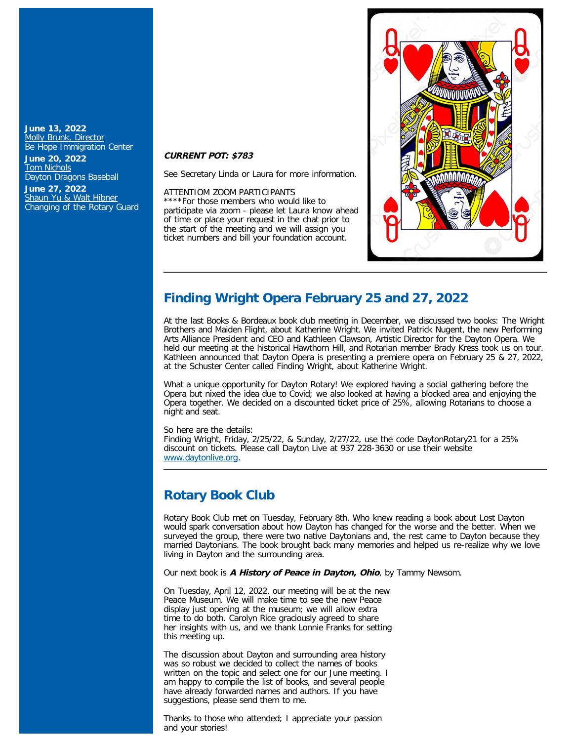**June 13, 2022**
Molly Brunk, Director
Be Hope Immigration Center

**June 20, 2022**
Tom Nichols
Dayton Dragons Baseball

**June 27, 2022**
Shaun Yu & Walt Hibner
Changing of the Rotary Guard

***CURRENT POT: $783***

See Secretary Linda or Laura for more information.

ATTENTIOM ZOOM PARTICIPANTS
****For those members who would like to participate via zoom - please let Laura know ahead of time or place your request in the chat prior to the start of the meeting and we will assign you ticket numbers and bill your foundation account.

---

## Finding Wright Opera February 25 and 27, 2022

At the last Books & Bordeaux book club meeting in December, we discussed two books: The Wright Brothers and Maiden Flight, about Katherine Wright. We invited Patrick Nugent, the new Performing Arts Alliance President and CEO and Kathleen Clawson, Artistic Director for the Dayton Opera. We held our meeting at the historical Hawthorn Hill, and Rotarian member Brady Kress took us on tour. Kathleen announced that Dayton Opera is presenting a premiere opera on February 25 & 27, 2022, at the Schuster Center called Finding Wright, about Katherine Wright.

What a unique opportunity for Dayton Rotary! We explored having a social gathering before the Opera but nixed the idea due to Covid; we also looked at having a blocked area and enjoying the Opera together. We decided on a discounted ticket price of 25%, allowing Rotarians to choose a night and seat.

So here are the details:
Finding Wright, Friday, 2/25/22, & Sunday, 2/27/22, use the code DaytonRotary21 for a 25% discount on tickets. Please call Dayton Live at 937 228-3630 or use their website www.daytonlive.org.

---

## Rotary Book Club

Rotary Book Club met on Tuesday, February 8th. Who knew reading a book about Lost Dayton would spark conversation about how Dayton has changed for the worse and the better. When we surveyed the group, there were two native Daytonians and, the rest came to Dayton because they married Daytonians. The book brought back many memories and helped us re-realize why we love living in Dayton and the surrounding area.

Our next book is ***A History of Peace in Dayton, Ohio***, by Tammy Newsom.

On Tuesday, April 12, 2022, our meeting will be at the new Peace Museum. We will make time to see the new Peace display just opening at the museum; we will allow extra time to do both. Carolyn Rice graciously agreed to share her insights with us, and we thank Lonnie Franks for setting this meeting up.

The discussion about Dayton and surrounding area history was so robust we decided to collect the names of books written on the topic and select one for our June meeting. I am happy to compile the list of books, and several people have already forwarded names and authors. If you have suggestions, please send them to me.

Thanks to those who attended; I appreciate your passion and your stories!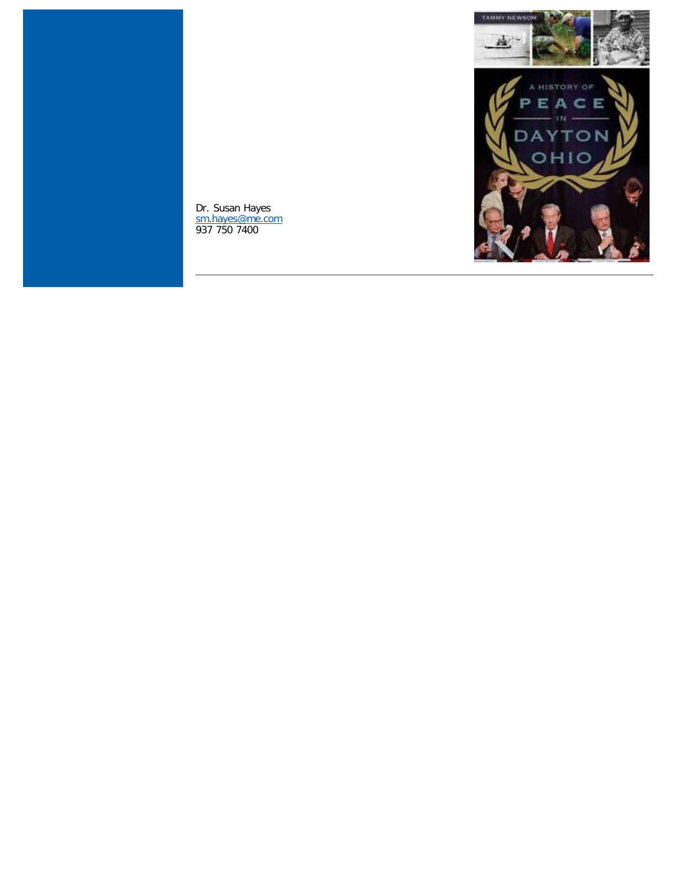Dr. Susan Hayes
sm.hayes@me.com
937 750 7400